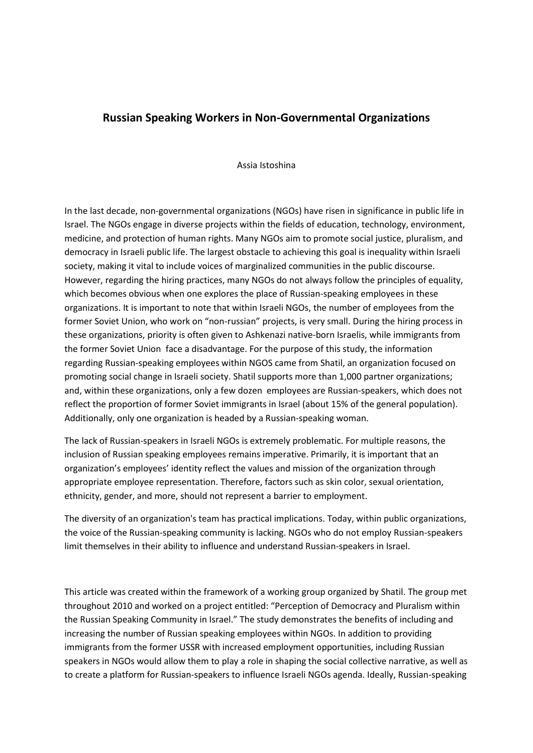# Russian Speaking Workers in Non-Governmental Organizations

Assia Istoshina

In the last decade, non-governmental organizations (NGOs) have risen in significance in public life in Israel. The NGOs engage in diverse projects within the fields of education, technology, environment, medicine, and protection of human rights. Many NGOs aim to promote social justice, pluralism, and democracy in Israeli public life. The largest obstacle to achieving this goal is inequality within Israeli society, making it vital to include voices of marginalized communities in the public discourse. However, regarding the hiring practices, many NGOs do not always follow the principles of equality, which becomes obvious when one explores the place of Russian-speaking employees in these organizations. It is important to note that within Israeli NGOs, the number of employees from the former Soviet Union, who work on "non-russian" projects, is very small. During the hiring process in these organizations, priority is often given to Ashkenazi native-born Israelis, while immigrants from the former Soviet Union face a disadvantage. For the purpose of this study, the information regarding Russian-speaking employees within NGOS came from Shatil, an organization focused on promoting social change in Israeli society. Shatil supports more than 1,000 partner organizations; and, within these organizations, only a few dozen employees are Russian-speakers, which does not reflect the proportion of former Soviet immigrants in Israel (about 15% of the general population). Additionally, only one organization is headed by a Russian-speaking woman.

The lack of Russian-speakers in Israeli NGOs is extremely problematic. For multiple reasons, the inclusion of Russian speaking employees remains imperative. Primarily, it is important that an organization's employees' identity reflect the values and mission of the organization through appropriate employee representation. Therefore, factors such as skin color, sexual orientation, ethnicity, gender, and more, should not represent a barrier to employment.

The diversity of an organization's team has practical implications. Today, within public organizations, the voice of the Russian-speaking community is lacking. NGOs who do not employ Russian-speakers limit themselves in their ability to influence and understand Russian-speakers in Israel.

This article was created within the framework of a working group organized by Shatil. The group met throughout 2010 and worked on a project entitled: "Perception of Democracy and Pluralism within the Russian Speaking Community in Israel." The study demonstrates the benefits of including and increasing the number of Russian speaking employees within NGOs. In addition to providing immigrants from the former USSR with increased employment opportunities, including Russian speakers in NGOs would allow them to play a role in shaping the social collective narrative, as well as to create a platform for Russian-speakers to influence Israeli NGOs agenda. Ideally, Russian-speaking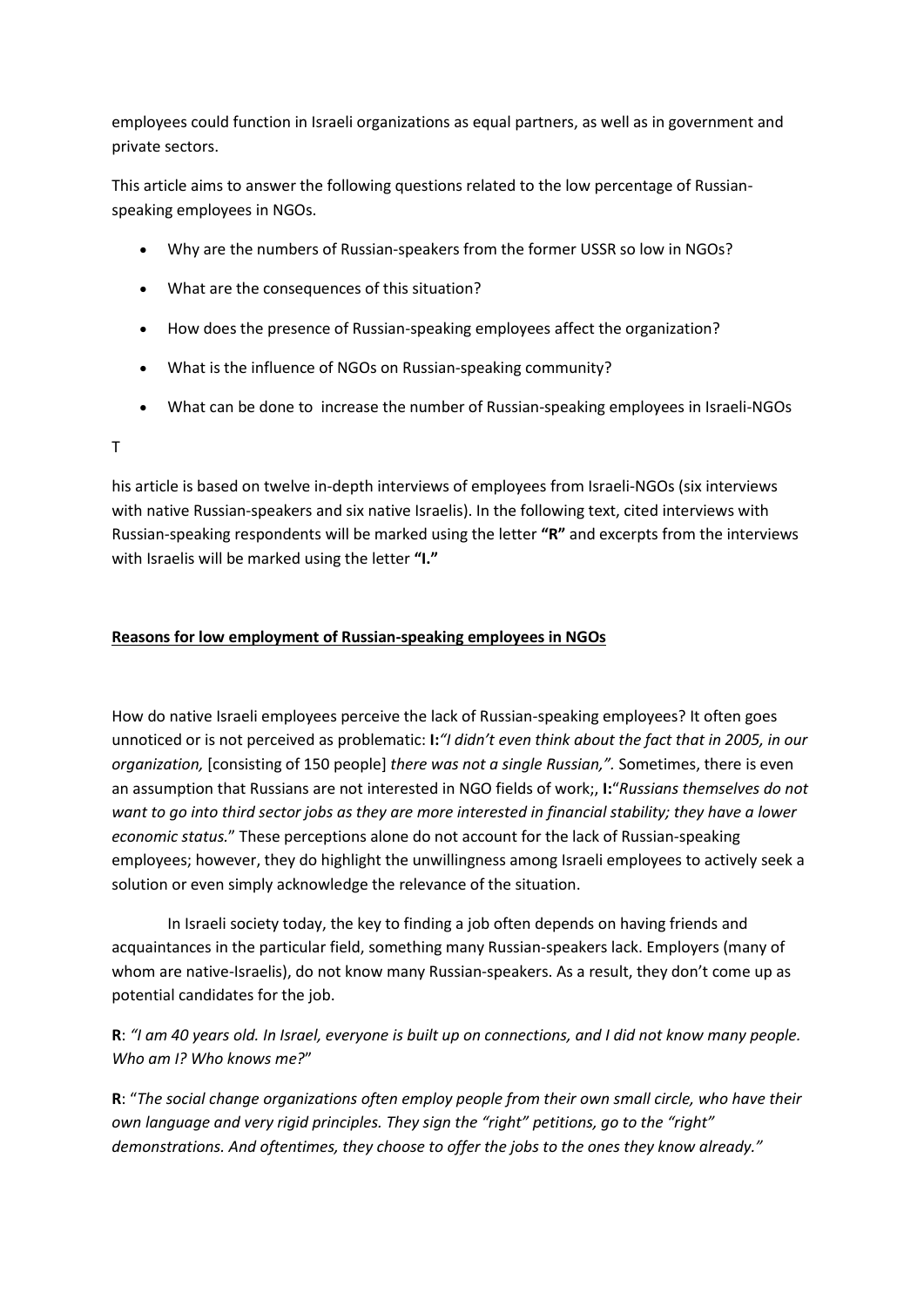employees could function in Israeli organizations as equal partners, as well as in government and private sectors.

This article aims to answer the following questions related to the low percentage of Russian-speaking employees in NGOs.

- Why are the numbers of Russian-speakers from the former USSR so low in NGOs?
- What are the consequences of this situation?
- How does the presence of Russian-speaking employees affect the organization?
- What is the influence of NGOs on Russian-speaking community?
- What can be done to increase the number of Russian-speaking employees in Israeli-NGOs

T

his article is based on twelve in-depth interviews of employees from Israeli-NGOs (six interviews with native Russian-speakers and six native Israelis). In the following text, cited interviews with Russian-speaking respondents will be marked using the letter **"R"** and excerpts from the interviews with Israelis will be marked using the letter **"I."**

## Reasons for low employment of Russian-speaking employees in NGOs

How do native Israeli employees perceive the lack of Russian-speaking employees? It often goes unnoticed or is not perceived as problematic: **I:***"I didn't even think about the fact that in 2005, in our organization,* [consisting of 150 people] *there was not a single Russian,".* Sometimes, there is even an assumption that Russians are not interested in NGO fields of work;, **I:**"*Russians themselves do not want to go into third sector jobs as they are more interested in financial stability; they have a lower economic status.*" These perceptions alone do not account for the lack of Russian-speaking employees; however, they do highlight the unwillingness among Israeli employees to actively seek a solution or even simply acknowledge the relevance of the situation.

In Israeli society today, the key to finding a job often depends on having friends and acquaintances in the particular field, something many Russian-speakers lack. Employers (many of whom are native-Israelis), do not know many Russian-speakers. As a result, they don't come up as potential candidates for the job.

**R**: *"I am 40 years old. In Israel, everyone is built up on connections, and I did not know many people. Who am I? Who knows me?*"

**R**: "*The social change organizations often employ people from their own small circle, who have their own language and very rigid principles. They sign the "right" petitions, go to the "right" demonstrations. And oftentimes, they choose to offer the jobs to the ones they know already."*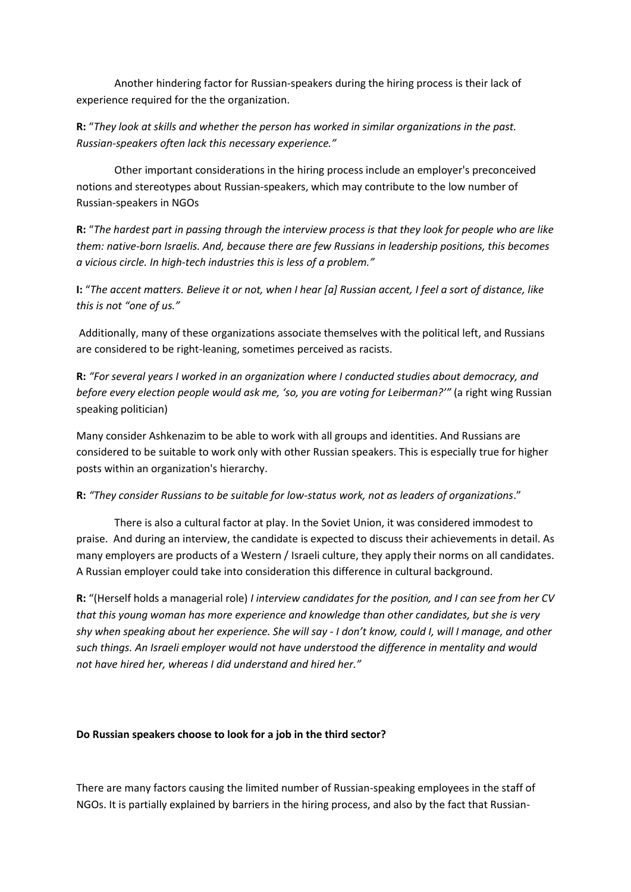Another hindering factor for Russian-speakers during the hiring process is their lack of experience required for the the organization.

**R:** "*They look at skills and whether the person has worked in similar organizations in the past. Russian-speakers often lack this necessary experience."*

Other important considerations in the hiring process include an employer's preconceived notions and stereotypes about Russian-speakers, which may contribute to the low number of Russian-speakers in NGOs

**R:** "*The hardest part in passing through the interview process is that they look for people who are like them: native-born Israelis. And, because there are few Russians in leadership positions, this becomes a vicious circle. In high-tech industries this is less of a problem."*

**I:** "*The accent matters. Believe it or not, when I hear [a] Russian accent, I feel a sort of distance, like this is not "one of us."*

Additionally, many of these organizations associate themselves with the political left, and Russians are considered to be right-leaning, sometimes perceived as racists.

**R:** *"For several years I worked in an organization where I conducted studies about democracy, and before every election people would ask me, 'so, you are voting for Leiberman?'"* (a right wing Russian speaking politician)

Many consider Ashkenazim to be able to work with all groups and identities. And Russians are considered to be suitable to work only with other Russian speakers. This is especially true for higher posts within an organization's hierarchy.

**R:** *"They consider Russians to be suitable for low-status work, not as leaders of organizations*."

There is also a cultural factor at play. In the Soviet Union, it was considered immodest to praise. And during an interview, the candidate is expected to discuss their achievements in detail. As many employers are products of a Western / Israeli culture, they apply their norms on all candidates. A Russian employer could take into consideration this difference in cultural background.

**R:** "(Herself holds a managerial role) *I interview candidates for the position, and I can see from her CV that this young woman has more experience and knowledge than other candidates, but she is very shy when speaking about her experience. She will say - I don't know, could I, will I manage, and other such things. An Israeli employer would not have understood the difference in mentality and would not have hired her, whereas I did understand and hired her."*

**Do Russian speakers choose to look for a job in the third sector?**

There are many factors causing the limited number of Russian-speaking employees in the staff of NGOs. It is partially explained by barriers in the hiring process, and also by the fact that Russian-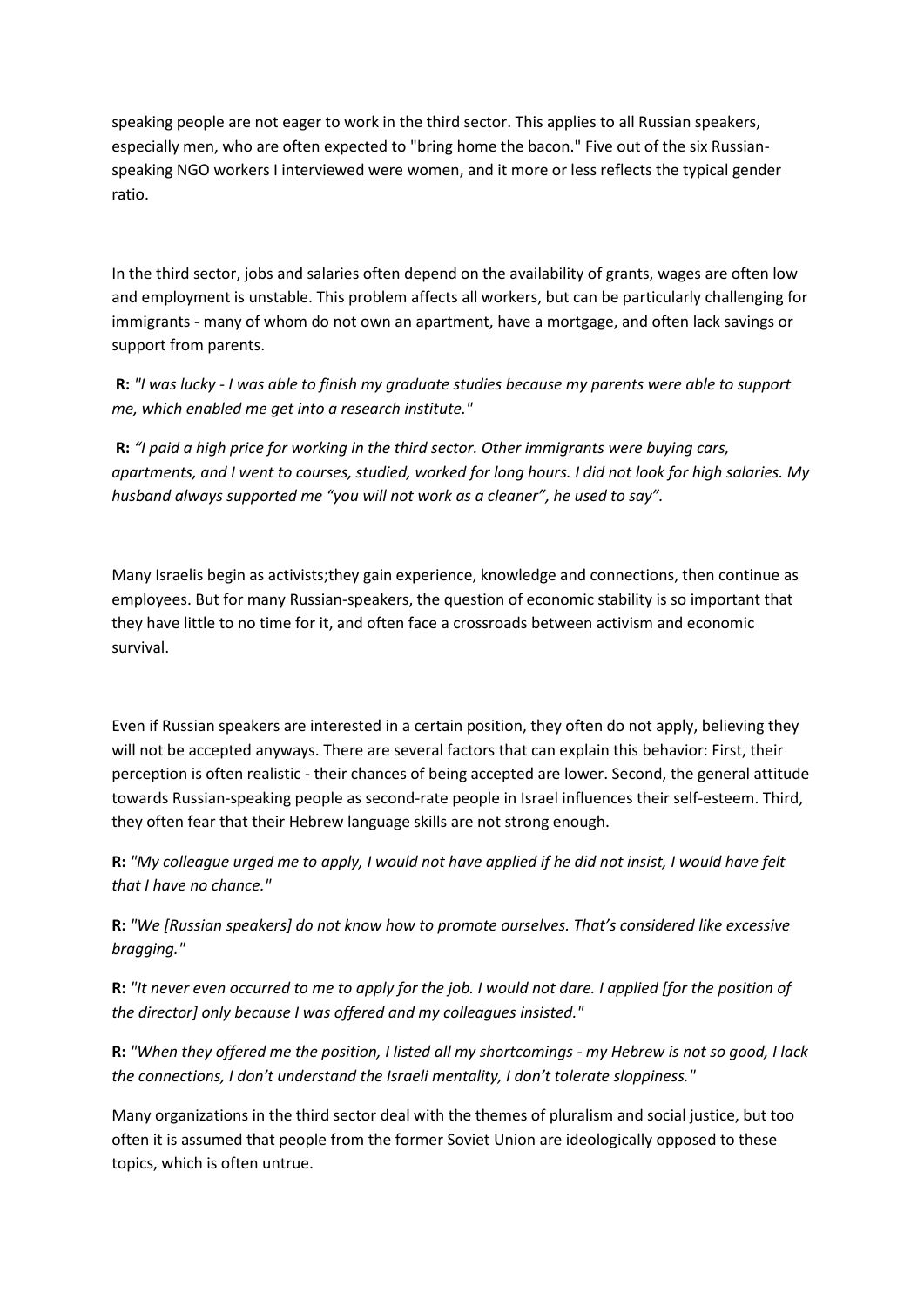speaking people are not eager to work in the third sector. This applies to all Russian speakers, especially men, who are often expected to "bring home the bacon." Five out of the six Russian-speaking NGO workers I interviewed were women, and it more or less reflects the typical gender ratio.

In the third sector, jobs and salaries often depend on the availability of grants, wages are often low and employment is unstable. This problem affects all workers, but can be particularly challenging for immigrants - many of whom do not own an apartment, have a mortgage, and often lack savings or support from parents.

**R:** *"I was lucky - I was able to finish my graduate studies because my parents were able to support me, which enabled me get into a research institute."*

**R:** *"I paid a high price for working in the third sector. Other immigrants were buying cars, apartments, and I went to courses, studied, worked for long hours. I did not look for high salaries. My husband always supported me "you will not work as a cleaner", he used to say".*

Many Israelis begin as activists;they gain experience, knowledge and connections, then continue as employees. But for many Russian-speakers, the question of economic stability is so important that they have little to no time for it, and often face a crossroads between activism and economic survival.

Even if Russian speakers are interested in a certain position, they often do not apply, believing they will not be accepted anyways. There are several factors that can explain this behavior: First, their perception is often realistic - their chances of being accepted are lower. Second, the general attitude towards Russian-speaking people as second-rate people in Israel influences their self-esteem. Third, they often fear that their Hebrew language skills are not strong enough.

**R:** *"My colleague urged me to apply, I would not have applied if he did not insist, I would have felt that I have no chance."*

**R:** *"We [Russian speakers] do not know how to promote ourselves. That's considered like excessive bragging."*

**R:** *"It never even occurred to me to apply for the job. I would not dare. I applied [for the position of the director] only because I was offered and my colleagues insisted."*

**R:** *"When they offered me the position, I listed all my shortcomings - my Hebrew is not so good, I lack the connections, I don't understand the Israeli mentality, I don't tolerate sloppiness."*

Many organizations in the third sector deal with the themes of pluralism and social justice, but too often it is assumed that people from the former Soviet Union are ideologically opposed to these topics, which is often untrue.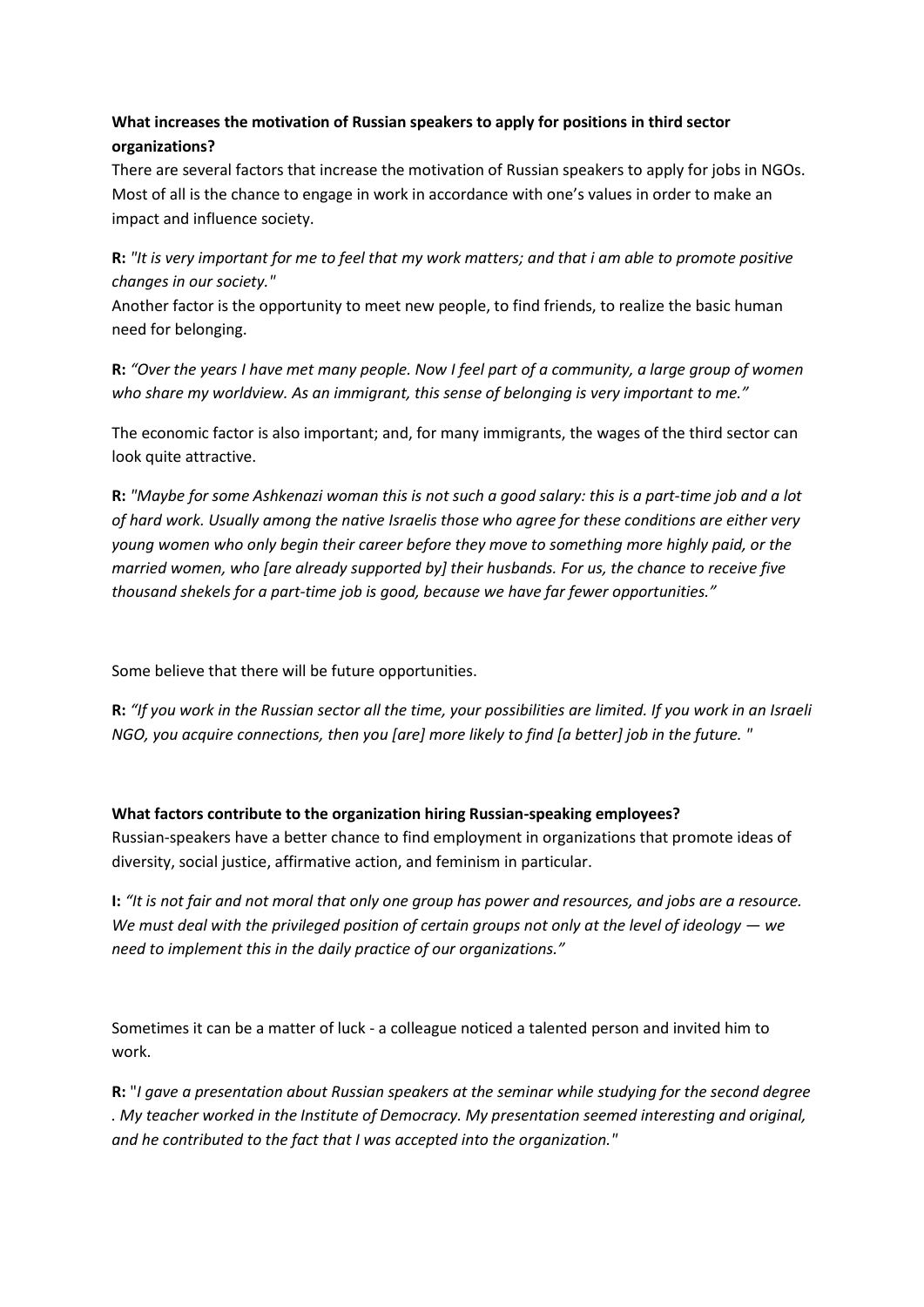**What increases the motivation of Russian speakers to apply for positions in third sector organizations?**

There are several factors that increase the motivation of Russian speakers to apply for jobs in NGOs. Most of all is the chance to engage in work in accordance with one's values in order to make an impact and influence society.

**R:** *"It is very important for me to feel that my work matters; and that i am able to promote positive changes in our society."*

Another factor is the opportunity to meet new people, to find friends, to realize the basic human need for belonging.

**R:** *"Over the years I have met many people. Now I feel part of a community, a large group of women who share my worldview. As an immigrant, this sense of belonging is very important to me."*

The economic factor is also important; and, for many immigrants, the wages of the third sector can look quite attractive.

**R:** *"Maybe for some Ashkenazi woman this is not such a good salary: this is a part-time job and a lot of hard work. Usually among the native Israelis those who agree for these conditions are either very young women who only begin their career before they move to something more highly paid, or the married women, who [are already supported by] their husbands. For us, the chance to receive five thousand shekels for a part-time job is good, because we have far fewer opportunities."*

Some believe that there will be future opportunities.

**R:** *"If you work in the Russian sector all the time, your possibilities are limited. If you work in an Israeli NGO, you acquire connections, then you [are] more likely to find [a better] job in the future. "*

**What factors contribute to the organization hiring Russian-speaking employees?**

Russian-speakers have a better chance to find employment in organizations that promote ideas of diversity, social justice, affirmative action, and feminism in particular.

**I:** *"It is not fair and not moral that only one group has power and resources, and jobs are a resource. We must deal with the privileged position of certain groups not only at the level of ideology — we need to implement this in the daily practice of our organizations."*

Sometimes it can be a matter of luck - a colleague noticed a talented person and invited him to work.

**R:** "*I gave a presentation about Russian speakers at the seminar while studying for the second degree . My teacher worked in the Institute of Democracy. My presentation seemed interesting and original, and he contributed to the fact that I was accepted into the organization.*"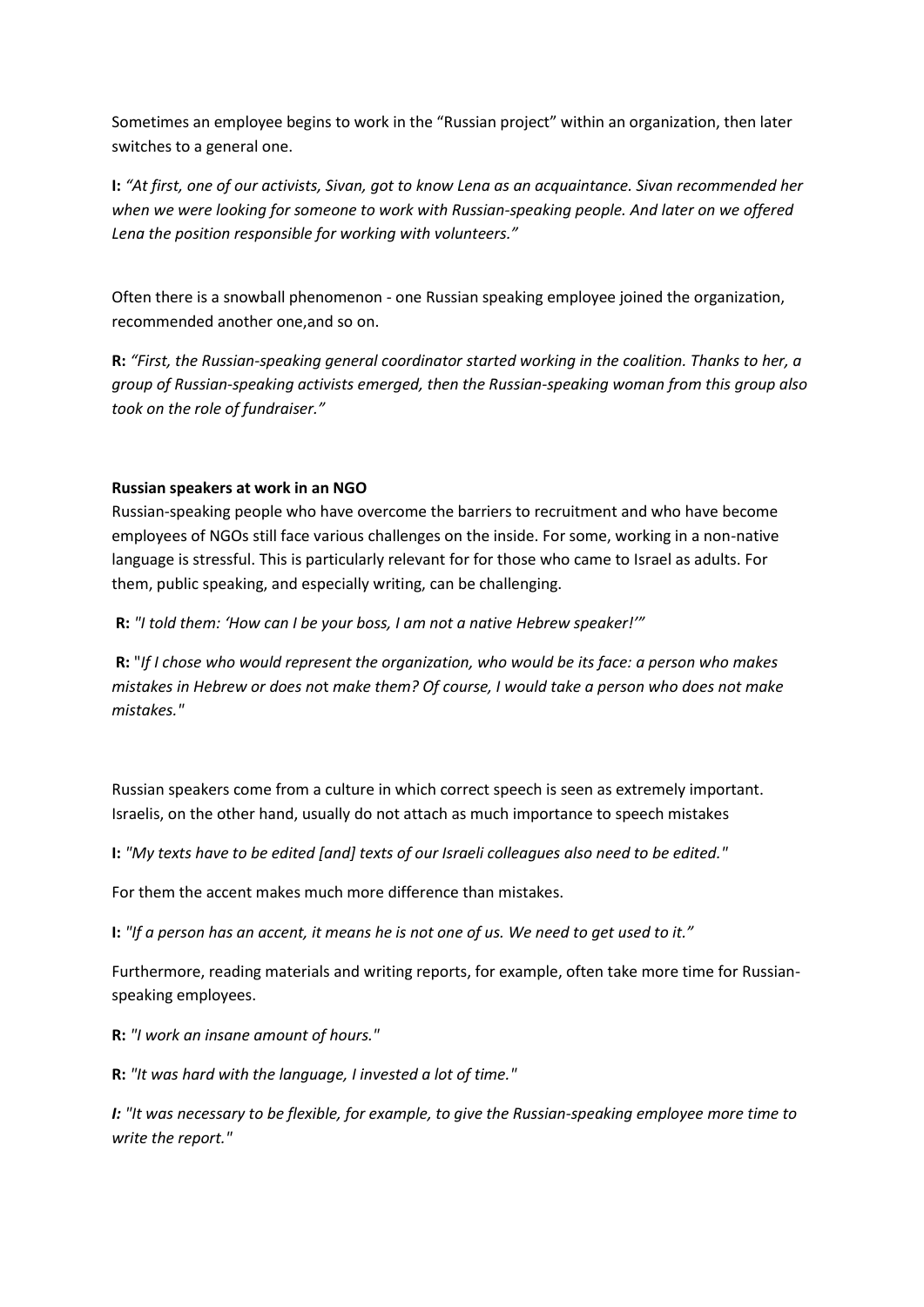Sometimes an employee begins to work in the "Russian project" within an organization, then later switches to a general one.

**I:** *"At first, one of our activists, Sivan, got to know Lena as an acquaintance. Sivan recommended her when we were looking for someone to work with Russian-speaking people. And later on we offered Lena the position responsible for working with volunteers."*

Often there is a snowball phenomenon - one Russian speaking employee joined the organization, recommended another one,and so on.

**R:** *"First, the Russian-speaking general coordinator started working in the coalition. Thanks to her, a group of Russian-speaking activists emerged, then the Russian-speaking woman from this group also took on the role of fundraiser."*

**Russian speakers at work in an NGO**

Russian-speaking people who have overcome the barriers to recruitment and who have become employees of NGOs still face various challenges on the inside. For some, working in a non-native language is stressful. This is particularly relevant for for those who came to Israel as adults. For them, public speaking, and especially writing, can be challenging.

**R:** *"I told them: 'How can I be your boss, I am not a native Hebrew speaker!'"*

**R:** "*If I chose who would represent the organization, who would be its face: a person who makes mistakes in Hebrew or does not make them? Of course, I would take a person who does not make mistakes."*

Russian speakers come from a culture in which correct speech is seen as extremely important. Israelis, on the other hand, usually do not attach as much importance to speech mistakes

**I:** *"My texts have to be edited [and] texts of our Israeli colleagues also need to be edited."*

For them the accent makes much more difference than mistakes.

**I:** *"If a person has an accent, it means he is not one of us. We need to get used to it."*

Furthermore, reading materials and writing reports, for example, often take more time for Russian-speaking employees.

**R:** *"I work an insane amount of hours."*

**R:** *"It was hard with the language, I invested a lot of time."*

***I:*** *"It was necessary to be flexible, for example, to give the Russian-speaking employee more time to write the report."*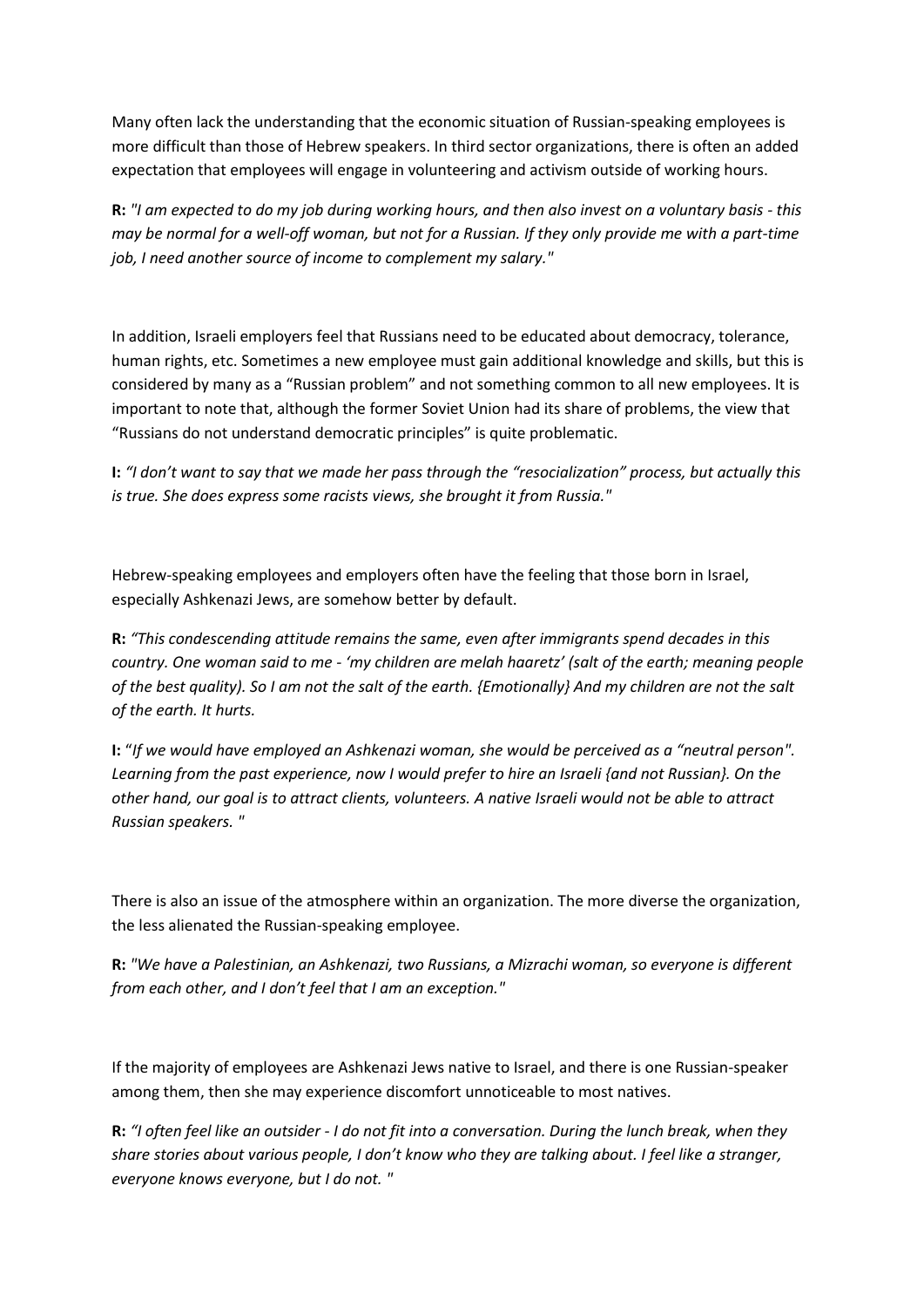Many often lack the understanding that the economic situation of Russian-speaking employees is more difficult than those of Hebrew speakers. In third sector organizations, there is often an added expectation that employees will engage in volunteering and activism outside of working hours.

**R:** *"I am expected to do my job during working hours, and then also invest on a voluntary basis - this may be normal for a well-off woman, but not for a Russian. If they only provide me with a part-time job, I need another source of income to complement my salary."*

In addition, Israeli employers feel that Russians need to be educated about democracy, tolerance, human rights, etc. Sometimes a new employee must gain additional knowledge and skills, but this is considered by many as a "Russian problem" and not something common to all new employees. It is important to note that, although the former Soviet Union had its share of problems, the view that "Russians do not understand democratic principles" is quite problematic.

**I:** *"I don't want to say that we made her pass through the "resocialization" process, but actually this is true. She does express some racists views, she brought it from Russia."*

Hebrew-speaking employees and employers often have the feeling that those born in Israel, especially Ashkenazi Jews, are somehow better by default.

**R:** *"This condescending attitude remains the same, even after immigrants spend decades in this country. One woman said to me - 'my children are melah haaretz' (salt of the earth; meaning people of the best quality). So I am not the salt of the earth. {Emotionally} And my children are not the salt of the earth. It hurts.*

**I:** "*If we would have employed an Ashkenazi woman, she would be perceived as a "neutral person". Learning from the past experience, now I would prefer to hire an Israeli {and not Russian}. On the other hand, our goal is to attract clients, volunteers. A native Israeli would not be able to attract Russian speakers. "*

There is also an issue of the atmosphere within an organization. The more diverse the organization, the less alienated the Russian-speaking employee.

**R:** *"We have a Palestinian, an Ashkenazi, two Russians, a Mizrachi woman, so everyone is different from each other, and I don't feel that I am an exception."*

If the majority of employees are Ashkenazi Jews native to Israel, and there is one Russian-speaker among them, then she may experience discomfort unnoticeable to most natives.

**R:** *"I often feel like an outsider - I do not fit into a conversation. During the lunch break, when they share stories about various people, I don't know who they are talking about. I feel like a stranger, everyone knows everyone, but I do not. "*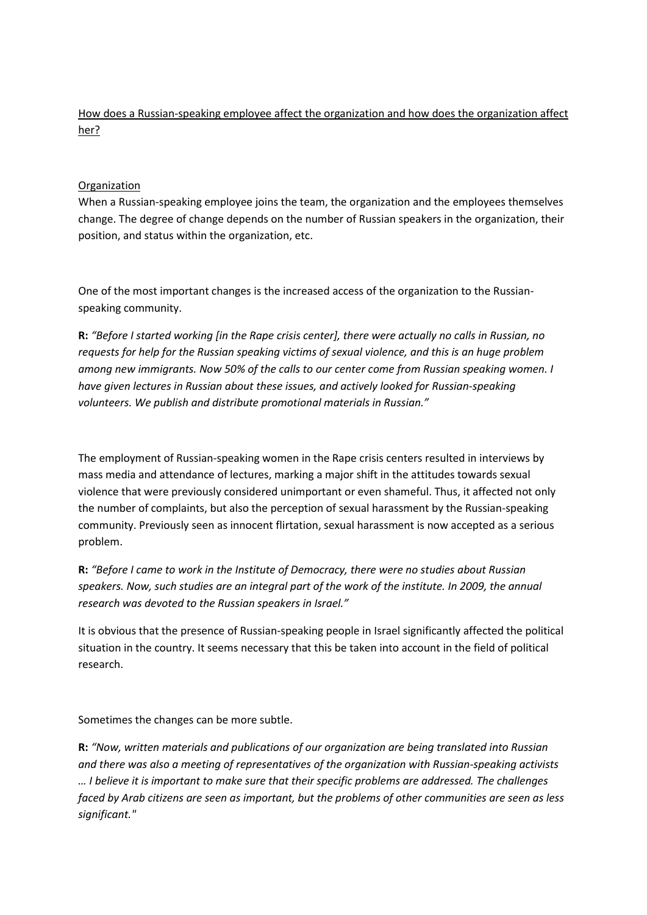<u>How does a Russian-speaking employee affect the organization and how does the organization affect her?</u>

<u>Organization</u>

When a Russian-speaking employee joins the team, the organization and the employees themselves change. The degree of change depends on the number of Russian speakers in the organization, their position, and status within the organization, etc.

One of the most important changes is the increased access of the organization to the Russian-speaking community.

**R:** *"Before I started working [in the Rape crisis center], there were actually no calls in Russian, no requests for help for the Russian speaking victims of sexual violence, and this is an huge problem among new immigrants. Now 50% of the calls to our center come from Russian speaking women. I have given lectures in Russian about these issues, and actively looked for Russian-speaking volunteers. We publish and distribute promotional materials in Russian."*

The employment of Russian-speaking women in the Rape crisis centers resulted in interviews by mass media and attendance of lectures, marking a major shift in the attitudes towards sexual violence that were previously considered unimportant or even shameful. Thus, it affected not only the number of complaints, but also the perception of sexual harassment by the Russian-speaking community. Previously seen as innocent flirtation, sexual harassment is now accepted as a serious problem.

**R:** *"Before I came to work in the Institute of Democracy, there were no studies about Russian speakers. Now, such studies are an integral part of the work of the institute. In 2009, the annual research was devoted to the Russian speakers in Israel."*

It is obvious that the presence of Russian-speaking people in Israel significantly affected the political situation in the country. It seems necessary that this be taken into account in the field of political research.

Sometimes the changes can be more subtle.

**R:** *"Now, written materials and publications of our organization are being translated into Russian and there was also a meeting of representatives of the organization with Russian-speaking activists … I believe it is important to make sure that their specific problems are addressed. The challenges faced by Arab citizens are seen as important, but the problems of other communities are seen as less significant."*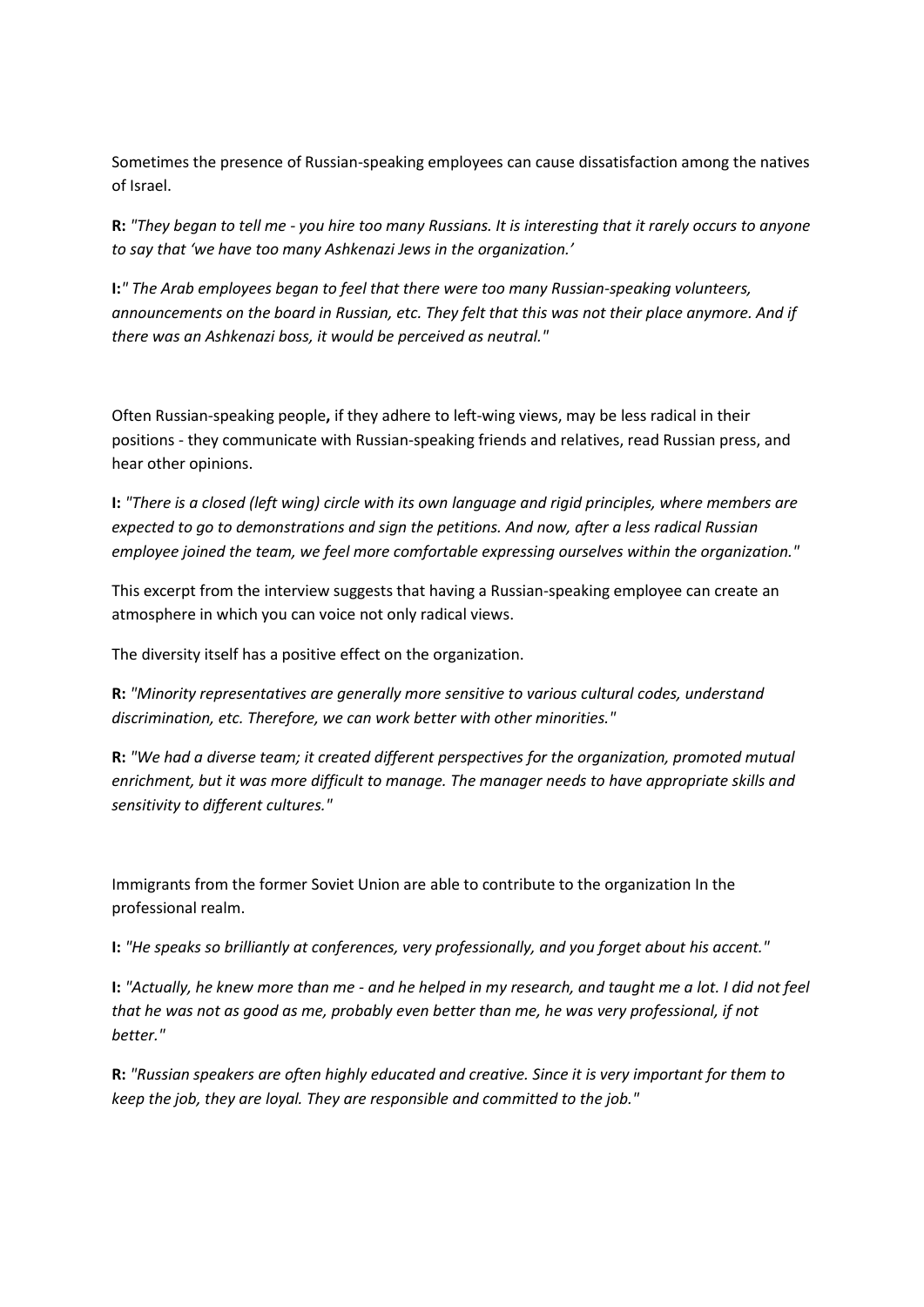Sometimes the presence of Russian-speaking employees can cause dissatisfaction among the natives of Israel.

**R:** *"They began to tell me - you hire too many Russians. It is interesting that it rarely occurs to anyone to say that 'we have too many Ashkenazi Jews in the organization.'*

**I:***" The Arab employees began to feel that there were too many Russian-speaking volunteers, announcements on the board in Russian, etc. They felt that this was not their place anymore. And if there was an Ashkenazi boss, it would be perceived as neutral."*

Often Russian-speaking people**,** if they adhere to left-wing views, may be less radical in their positions - they communicate with Russian-speaking friends and relatives, read Russian press, and hear other opinions.

**I:** *"There is a closed (left wing) circle with its own language and rigid principles, where members are expected to go to demonstrations and sign the petitions. And now, after a less radical Russian employee joined the team, we feel more comfortable expressing ourselves within the organization."*

This excerpt from the interview suggests that having a Russian-speaking employee can create an atmosphere in which you can voice not only radical views.

The diversity itself has a positive effect on the organization.

**R:** *"Minority representatives are generally more sensitive to various cultural codes, understand discrimination, etc. Therefore, we can work better with other minorities."*

**R:** *"We had a diverse team; it created different perspectives for the organization, promoted mutual enrichment, but it was more difficult to manage. The manager needs to have appropriate skills and sensitivity to different cultures."*

Immigrants from the former Soviet Union are able to contribute to the organization In the professional realm.

**I:** *"He speaks so brilliantly at conferences, very professionally, and you forget about his accent."*

**I:** *"Actually, he knew more than me - and he helped in my research, and taught me a lot. I did not feel that he was not as good as me, probably even better than me, he was very professional, if not better."*

**R:** *"Russian speakers are often highly educated and creative. Since it is very important for them to keep the job, they are loyal. They are responsible and committed to the job."*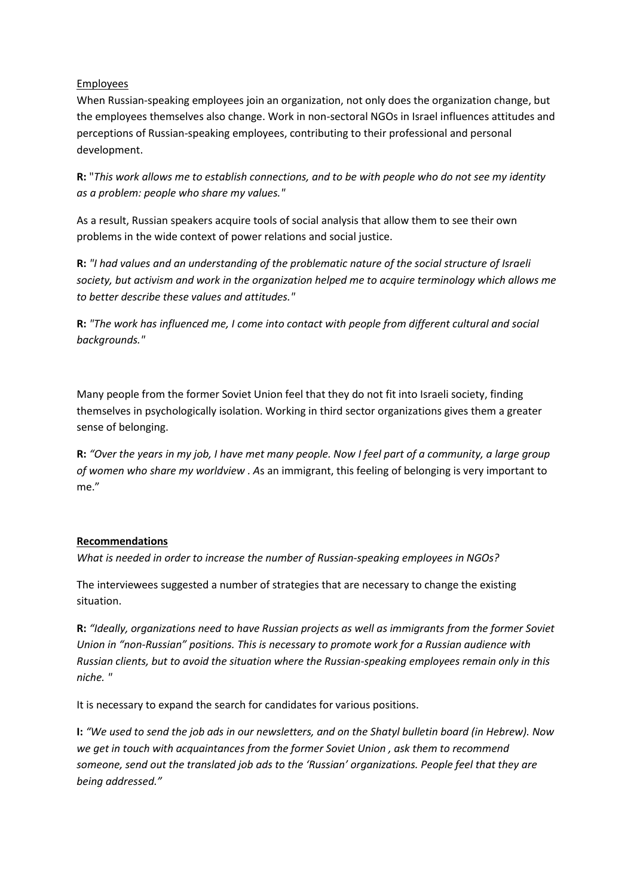Employees

When Russian-speaking employees join an organization, not only does the organization change, but the employees themselves also change. Work in non-sectoral NGOs in Israel influences attitudes and perceptions of Russian-speaking employees, contributing to their professional and personal development.

**R:** "*This work allows me to establish connections, and to be with people who do not see my identity as a problem: people who share my values."*

As a result, Russian speakers acquire tools of social analysis that allow them to see their own problems in the wide context of power relations and social justice.

**R:** *"I had values and an understanding of the problematic nature of the social structure of Israeli society, but activism and work in the organization helped me to acquire terminology which allows me to better describe these values and attitudes."*

**R:** *"The work has influenced me, I come into contact with people from different cultural and social backgrounds."*

Many people from the former Soviet Union feel that they do not fit into Israeli society, finding themselves in psychologically isolation. Working in third sector organizations gives them a greater sense of belonging.

**R:** *"Over the years in my job, I have met many people. Now I feel part of a community, a large group of women who share my worldview . A*s an immigrant, this feeling of belonging is very important to me."

**Recommendations**

*What is needed in order to increase the number of Russian-speaking employees in NGOs?*

The interviewees suggested a number of strategies that are necessary to change the existing situation.

**R:** *"Ideally, organizations need to have Russian projects as well as immigrants from the former Soviet Union in "non-Russian" positions. This is necessary to promote work for a Russian audience with Russian clients, but to avoid the situation where the Russian-speaking employees remain only in this niche. "*

It is necessary to expand the search for candidates for various positions.

**I:** *"We used to send the job ads in our newsletters, and on the Shatyl bulletin board (in Hebrew). Now we get in touch with acquaintances from the former Soviet Union , ask them to recommend someone, send out the translated job ads to the 'Russian' organizations. People feel that they are being addressed."*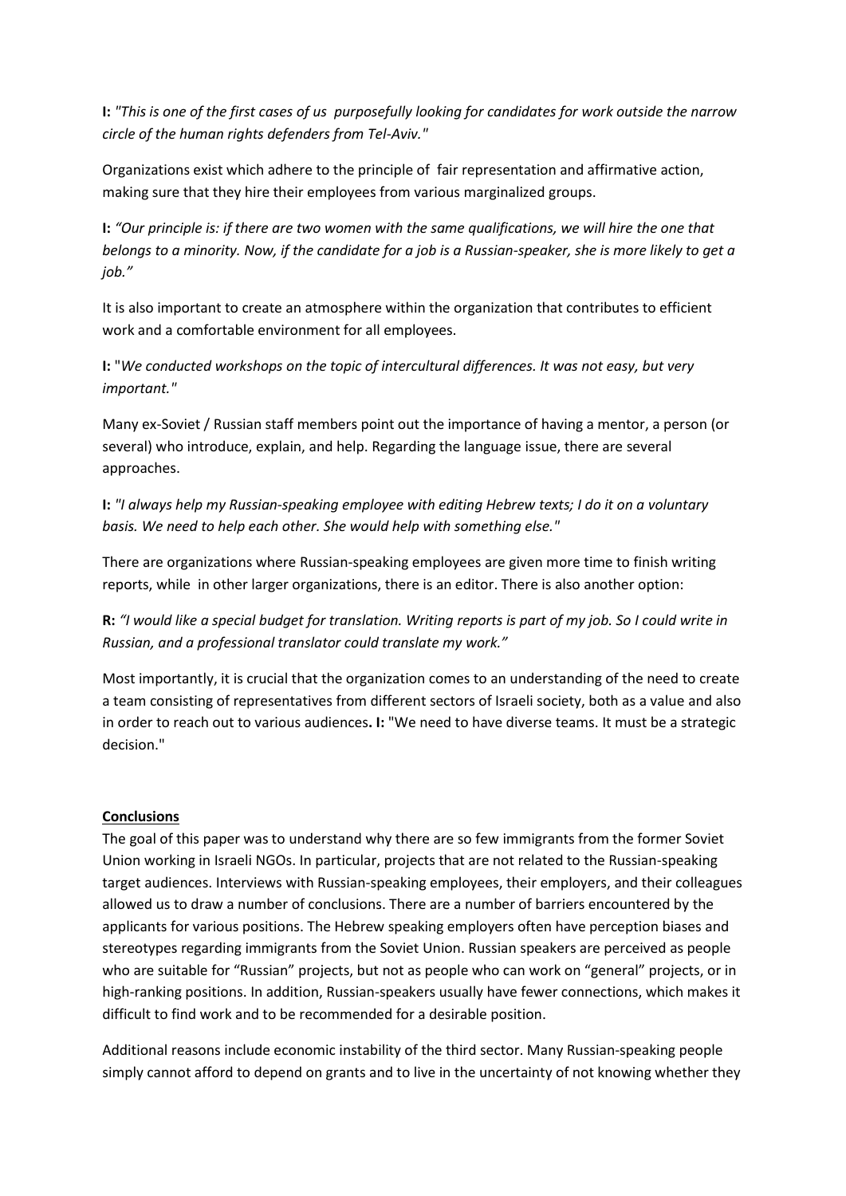**I:** *"This is one of the first cases of us purposefully looking for candidates for work outside the narrow circle of the human rights defenders from Tel-Aviv."*

Organizations exist which adhere to the principle of fair representation and affirmative action, making sure that they hire their employees from various marginalized groups.

**I:** *"Our principle is: if there are two women with the same qualifications, we will hire the one that belongs to a minority. Now, if the candidate for a job is a Russian-speaker, she is more likely to get a job."*

It is also important to create an atmosphere within the organization that contributes to efficient work and a comfortable environment for all employees.

**I:** "*We conducted workshops on the topic of intercultural differences. It was not easy, but very important."*

Many ex-Soviet / Russian staff members point out the importance of having a mentor, a person (or several) who introduce, explain, and help. Regarding the language issue, there are several approaches.

**I:** *"I always help my Russian-speaking employee with editing Hebrew texts; I do it on a voluntary basis. We need to help each other. She would help with something else."*

There are organizations where Russian-speaking employees are given more time to finish writing reports, while in other larger organizations, there is an editor. There is also another option:

**R:** *"I would like a special budget for translation. Writing reports is part of my job. So I could write in Russian, and a professional translator could translate my work."*

Most importantly, it is crucial that the organization comes to an understanding of the need to create a team consisting of representatives from different sectors of Israeli society, both as a value and also in order to reach out to various audiences**. I:** "We need to have diverse teams. It must be a strategic decision."

## Conclusions

The goal of this paper was to understand why there are so few immigrants from the former Soviet Union working in Israeli NGOs. In particular, projects that are not related to the Russian-speaking target audiences. Interviews with Russian-speaking employees, their employers, and their colleagues allowed us to draw a number of conclusions. There are a number of barriers encountered by the applicants for various positions. The Hebrew speaking employers often have perception biases and stereotypes regarding immigrants from the Soviet Union. Russian speakers are perceived as people who are suitable for "Russian" projects, but not as people who can work on "general" projects, or in high-ranking positions. In addition, Russian-speakers usually have fewer connections, which makes it difficult to find work and to be recommended for a desirable position.

Additional reasons include economic instability of the third sector. Many Russian-speaking people simply cannot afford to depend on grants and to live in the uncertainty of not knowing whether they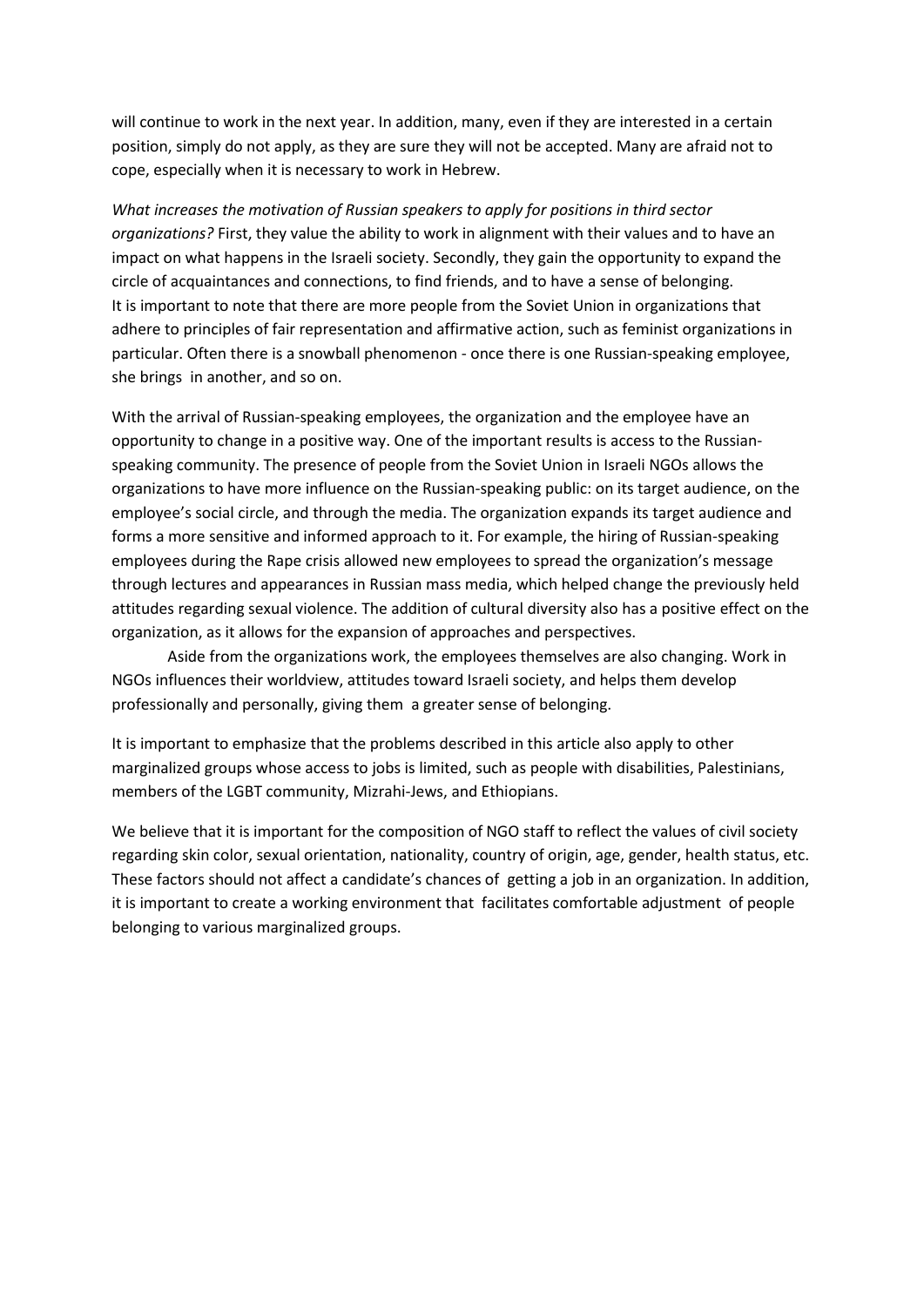will continue to work in the next year. In addition, many, even if they are interested in a certain position, simply do not apply, as they are sure they will not be accepted. Many are afraid not to cope, especially when it is necessary to work in Hebrew.

*What increases the motivation of Russian speakers to apply for positions in third sector organizations?* First, they value the ability to work in alignment with their values and to have an impact on what happens in the Israeli society. Secondly, they gain the opportunity to expand the circle of acquaintances and connections, to find friends, and to have a sense of belonging. It is important to note that there are more people from the Soviet Union in organizations that adhere to principles of fair representation and affirmative action, such as feminist organizations in particular. Often there is a snowball phenomenon - once there is one Russian-speaking employee, she brings in another, and so on.

With the arrival of Russian-speaking employees, the organization and the employee have an opportunity to change in a positive way. One of the important results is access to the Russian-speaking community. The presence of people from the Soviet Union in Israeli NGOs allows the organizations to have more influence on the Russian-speaking public: on its target audience, on the employee's social circle, and through the media. The organization expands its target audience and forms a more sensitive and informed approach to it. For example, the hiring of Russian-speaking employees during the Rape crisis allowed new employees to spread the organization's message through lectures and appearances in Russian mass media, which helped change the previously held attitudes regarding sexual violence. The addition of cultural diversity also has a positive effect on the organization, as it allows for the expansion of approaches and perspectives.

Aside from the organizations work, the employees themselves are also changing. Work in NGOs influences their worldview, attitudes toward Israeli society, and helps them develop professionally and personally, giving them a greater sense of belonging.

It is important to emphasize that the problems described in this article also apply to other marginalized groups whose access to jobs is limited, such as people with disabilities, Palestinians, members of the LGBT community, Mizrahi-Jews, and Ethiopians.

We believe that it is important for the composition of NGO staff to reflect the values of civil society regarding skin color, sexual orientation, nationality, country of origin, age, gender, health status, etc. These factors should not affect a candidate's chances of getting a job in an organization. In addition, it is important to create a working environment that facilitates comfortable adjustment of people belonging to various marginalized groups.